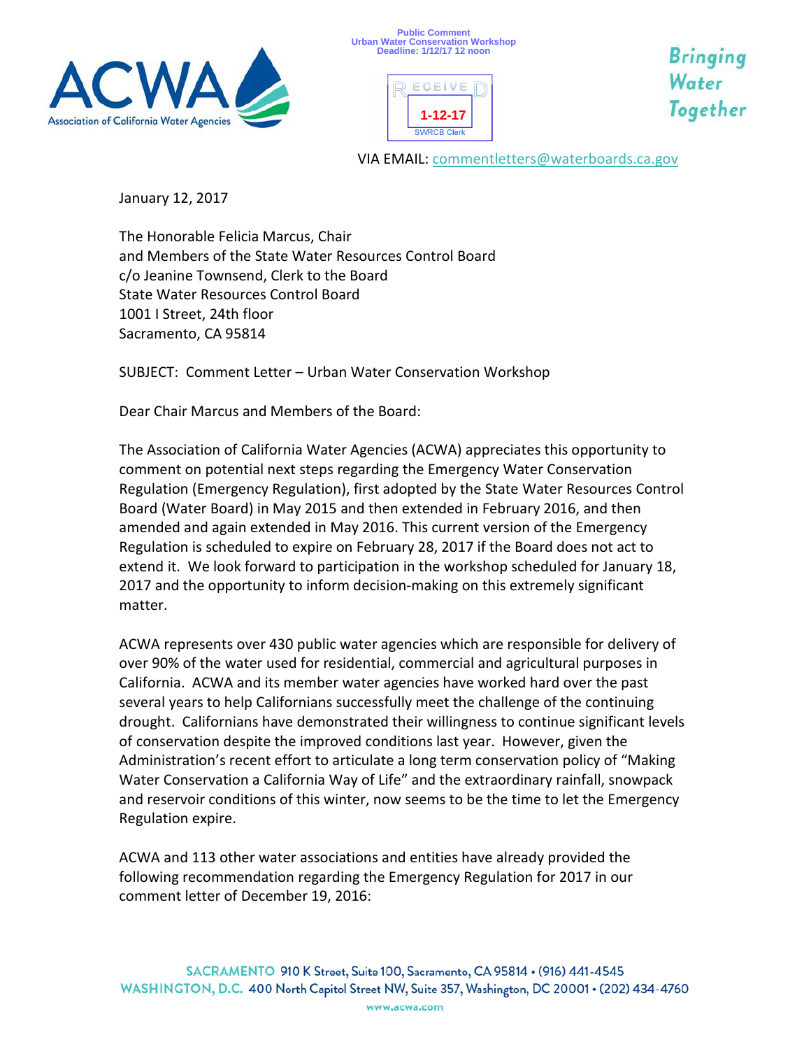Public Comment
Urban Water Conservation Workshop
Deadline: 1/12/17 12 noon

RECEIVED
1-12-17
SWRCB Clerk

Bringing Water Together

VIA EMAIL: commentletters@waterboards.ca.gov

January 12, 2017

The Honorable Felicia Marcus, Chair
and Members of the State Water Resources Control Board
c/o Jeanine Townsend, Clerk to the Board
State Water Resources Control Board
1001 I Street, 24th floor
Sacramento, CA 95814

SUBJECT: Comment Letter – Urban Water Conservation Workshop

Dear Chair Marcus and Members of the Board:

The Association of California Water Agencies (ACWA) appreciates this opportunity to comment on potential next steps regarding the Emergency Water Conservation Regulation (Emergency Regulation), first adopted by the State Water Resources Control Board (Water Board) in May 2015 and then extended in February 2016, and then amended and again extended in May 2016. This current version of the Emergency Regulation is scheduled to expire on February 28, 2017 if the Board does not act to extend it. We look forward to participation in the workshop scheduled for January 18, 2017 and the opportunity to inform decision-making on this extremely significant matter.

ACWA represents over 430 public water agencies which are responsible for delivery of over 90% of the water used for residential, commercial and agricultural purposes in California. ACWA and its member water agencies have worked hard over the past several years to help Californians successfully meet the challenge of the continuing drought. Californians have demonstrated their willingness to continue significant levels of conservation despite the improved conditions last year. However, given the Administration's recent effort to articulate a long term conservation policy of "Making Water Conservation a California Way of Life" and the extraordinary rainfall, snowpack and reservoir conditions of this winter, now seems to be the time to let the Emergency Regulation expire.

ACWA and 113 other water associations and entities have already provided the following recommendation regarding the Emergency Regulation for 2017 in our comment letter of December 19, 2016: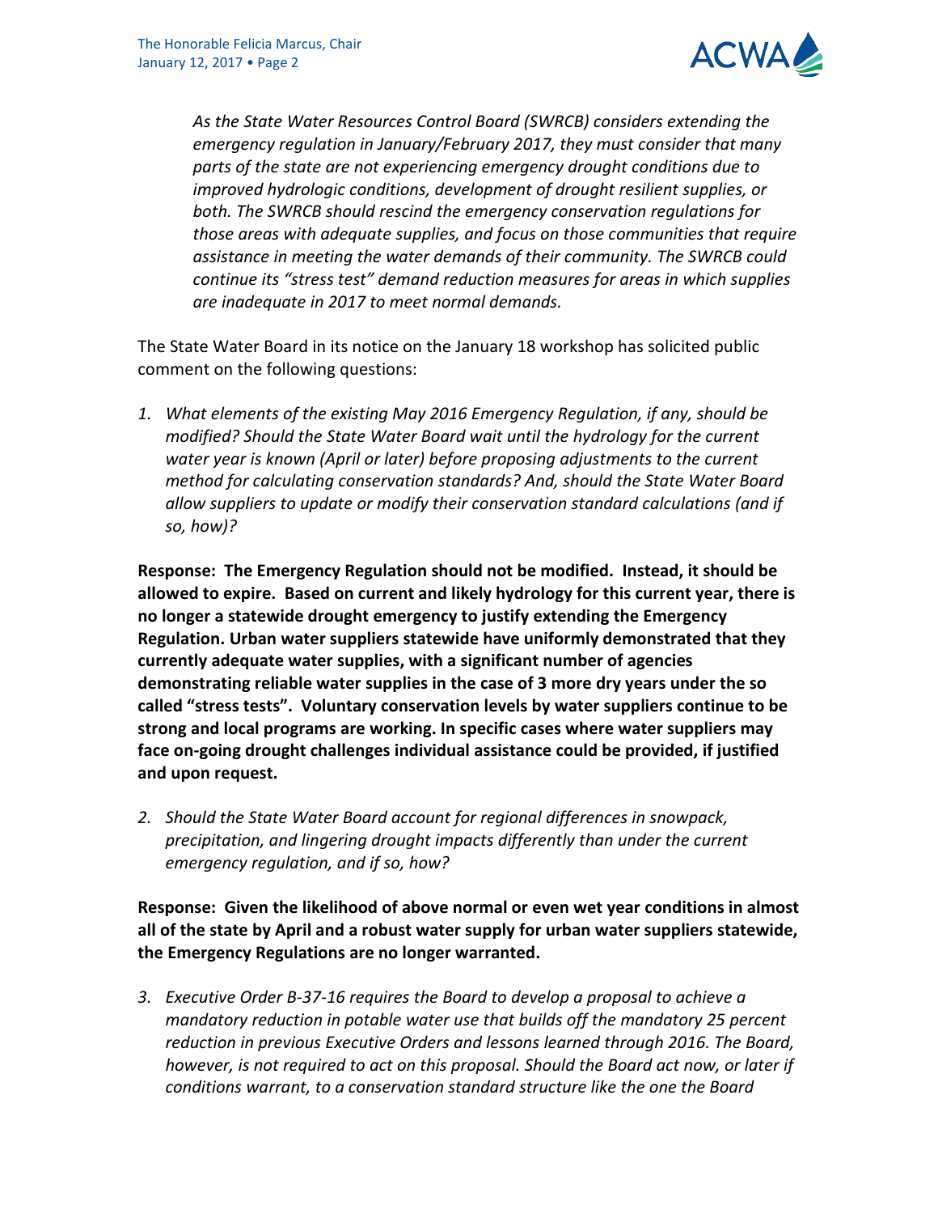*As the State Water Resources Control Board (SWRCB) considers extending the emergency regulation in January/February 2017, they must consider that many parts of the state are not experiencing emergency drought conditions due to improved hydrologic conditions, development of drought resilient supplies, or both. The SWRCB should rescind the emergency conservation regulations for those areas with adequate supplies, and focus on those communities that require assistance in meeting the water demands of their community. The SWRCB could continue its "stress test" demand reduction measures for areas in which supplies are inadequate in 2017 to meet normal demands.*

The State Water Board in its notice on the January 18 workshop has solicited public comment on the following questions:

1. *What elements of the existing May 2016 Emergency Regulation, if any, should be modified? Should the State Water Board wait until the hydrology for the current water year is known (April or later) before proposing adjustments to the current method for calculating conservation standards? And, should the State Water Board allow suppliers to update or modify their conservation standard calculations (and if so, how)?*

**Response: The Emergency Regulation should not be modified. Instead, it should be allowed to expire. Based on current and likely hydrology for this current year, there is no longer a statewide drought emergency to justify extending the Emergency Regulation. Urban water suppliers statewide have uniformly demonstrated that they currently adequate water supplies, with a significant number of agencies demonstrating reliable water supplies in the case of 3 more dry years under the so called "stress tests". Voluntary conservation levels by water suppliers continue to be strong and local programs are working. In specific cases where water suppliers may face on-going drought challenges individual assistance could be provided, if justified and upon request.**

2. *Should the State Water Board account for regional differences in snowpack, precipitation, and lingering drought impacts differently than under the current emergency regulation, and if so, how?*

**Response: Given the likelihood of above normal or even wet year conditions in almost all of the state by April and a robust water supply for urban water suppliers statewide, the Emergency Regulations are no longer warranted.**

3. *Executive Order B-37-16 requires the Board to develop a proposal to achieve a mandatory reduction in potable water use that builds off the mandatory 25 percent reduction in previous Executive Orders and lessons learned through 2016. The Board, however, is not required to act on this proposal. Should the Board act now, or later if conditions warrant, to a conservation standard structure like the one the Board*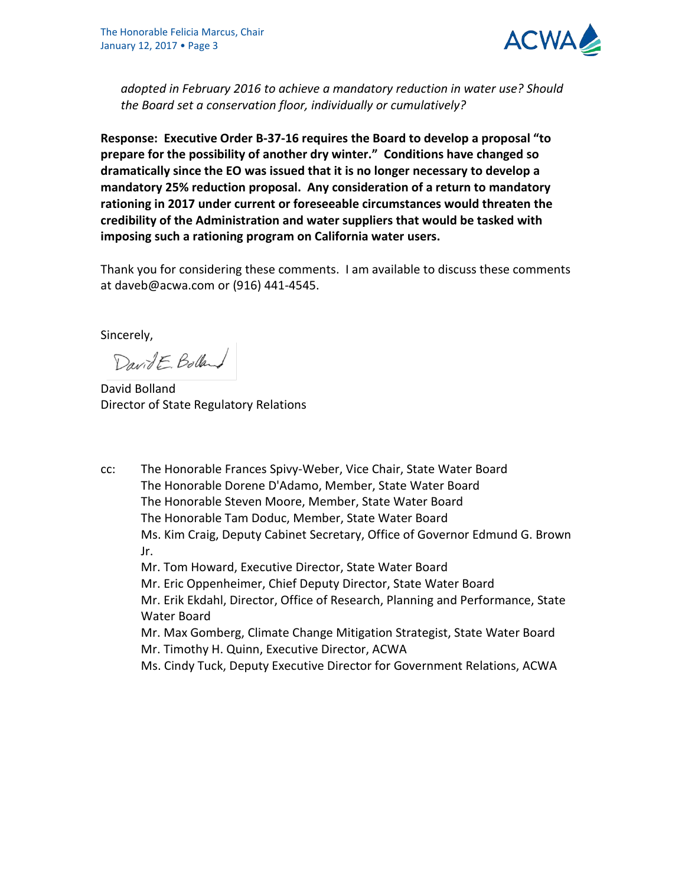*adopted in February 2016 to achieve a mandatory reduction in water use? Should the Board set a conservation floor, individually or cumulatively?*

**Response: Executive Order B-37-16 requires the Board to develop a proposal "to prepare for the possibility of another dry winter." Conditions have changed so dramatically since the EO was issued that it is no longer necessary to develop a mandatory 25% reduction proposal. Any consideration of a return to mandatory rationing in 2017 under current or foreseeable circumstances would threaten the credibility of the Administration and water suppliers that would be tasked with imposing such a rationing program on California water users.**

Thank you for considering these comments. I am available to discuss these comments at daveb@acwa.com or (916) 441-4545.

Sincerely,

David E. Bolland

David Bolland
Director of State Regulatory Relations

cc: The Honorable Frances Spivy-Weber, Vice Chair, State Water Board
The Honorable Dorene D'Adamo, Member, State Water Board
The Honorable Steven Moore, Member, State Water Board
The Honorable Tam Doduc, Member, State Water Board
Ms. Kim Craig, Deputy Cabinet Secretary, Office of Governor Edmund G. Brown Jr.
Mr. Tom Howard, Executive Director, State Water Board
Mr. Eric Oppenheimer, Chief Deputy Director, State Water Board
Mr. Erik Ekdahl, Director, Office of Research, Planning and Performance, State Water Board
Mr. Max Gomberg, Climate Change Mitigation Strategist, State Water Board
Mr. Timothy H. Quinn, Executive Director, ACWA
Ms. Cindy Tuck, Deputy Executive Director for Government Relations, ACWA